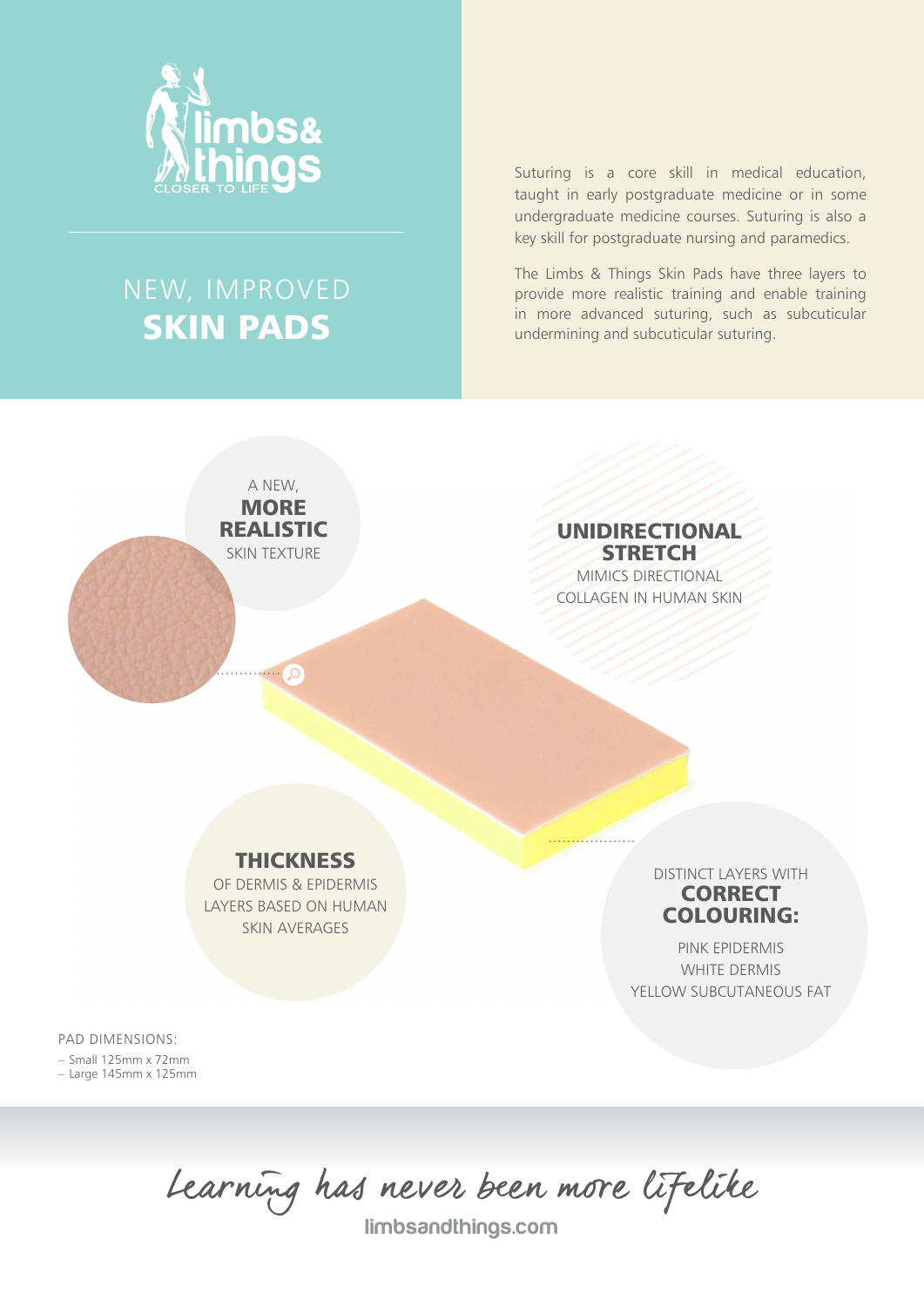limbs& things
CLOSER TO LIFE

# NEW, IMPROVED **SKIN PADS**

Suturing is a core skill in medical education, taught in early postgraduate medicine or in some undergraduate medicine courses. Suturing is also a key skill for postgraduate nursing and paramedics.

The Limbs & Things Skin Pads have three layers to provide more realistic training and enable training in more advanced suturing, such as subcuticular undermining and subcuticular suturing.

A NEW, **MORE REALISTIC** SKIN TEXTURE

**UNIDIRECTIONAL STRETCH**
MIMICS DIRECTIONAL COLLAGEN IN HUMAN SKIN

**THICKNESS**
OF DERMIS & EPIDERMIS LAYERS BASED ON HUMAN SKIN AVERAGES

DISTINCT LAYERS WITH **CORRECT COLOURING:**

PINK EPIDERMIS
WHITE DERMIS
YELLOW SUBCUTANEOUS FAT

PAD DIMENSIONS:

- Small 125mm x 72mm
- Large 145mm x 125mm

*Learning has never been more lifelike*

limbsandthings.com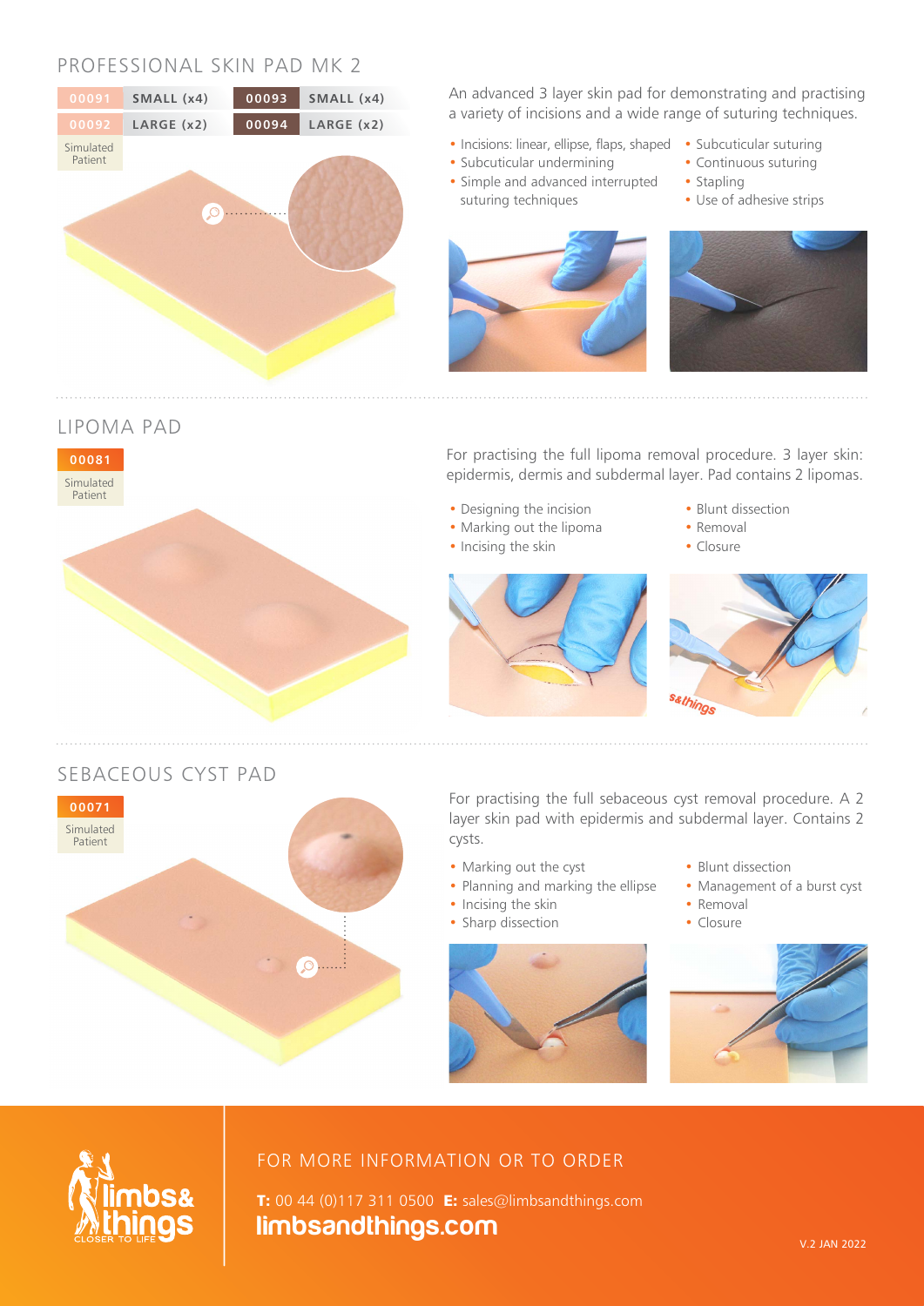## PROFESSIONAL SKIN PAD MK 2

| | | | |
|---|---|---|---|
| 00091 | SMALL (x4) | 00093 | SMALL (x4) |
| 00092 | LARGE (x2) | 00094 | LARGE (x2) |

Simulated Patient

An advanced 3 layer skin pad for demonstrating and practising a variety of incisions and a wide range of suturing techniques.

- Incisions: linear, ellipse, flaps, shaped
- Subcuticular undermining
- Simple and advanced interrupted suturing techniques
- Subcuticular suturing
- Continuous suturing
- Stapling
- Use of adhesive strips

## LIPOMA PAD

00081

Simulated Patient

For practising the full lipoma removal procedure. 3 layer skin: epidermis, dermis and subdermal layer. Pad contains 2 lipomas.

- Designing the incision
- Marking out the lipoma
- Incising the skin
- Blunt dissection
- Removal
- Closure

## SEBACEOUS CYST PAD

00071

Simulated Patient

For practising the full sebaceous cyst removal procedure. A 2 layer skin pad with epidermis and subdermal layer. Contains 2 cysts.

- Marking out the cyst
- Planning and marking the ellipse
- Incising the skin
- Sharp dissection
- Blunt dissection
- Management of a burst cyst
- Removal
- Closure

limbs& things CLOSER TO LIFE

FOR MORE INFORMATION OR TO ORDER

**T:** 00 44 (0)117 311 0500 **E:** sales@limbsandthings.com

**limbsandthings.com**

V.2 JAN 2022